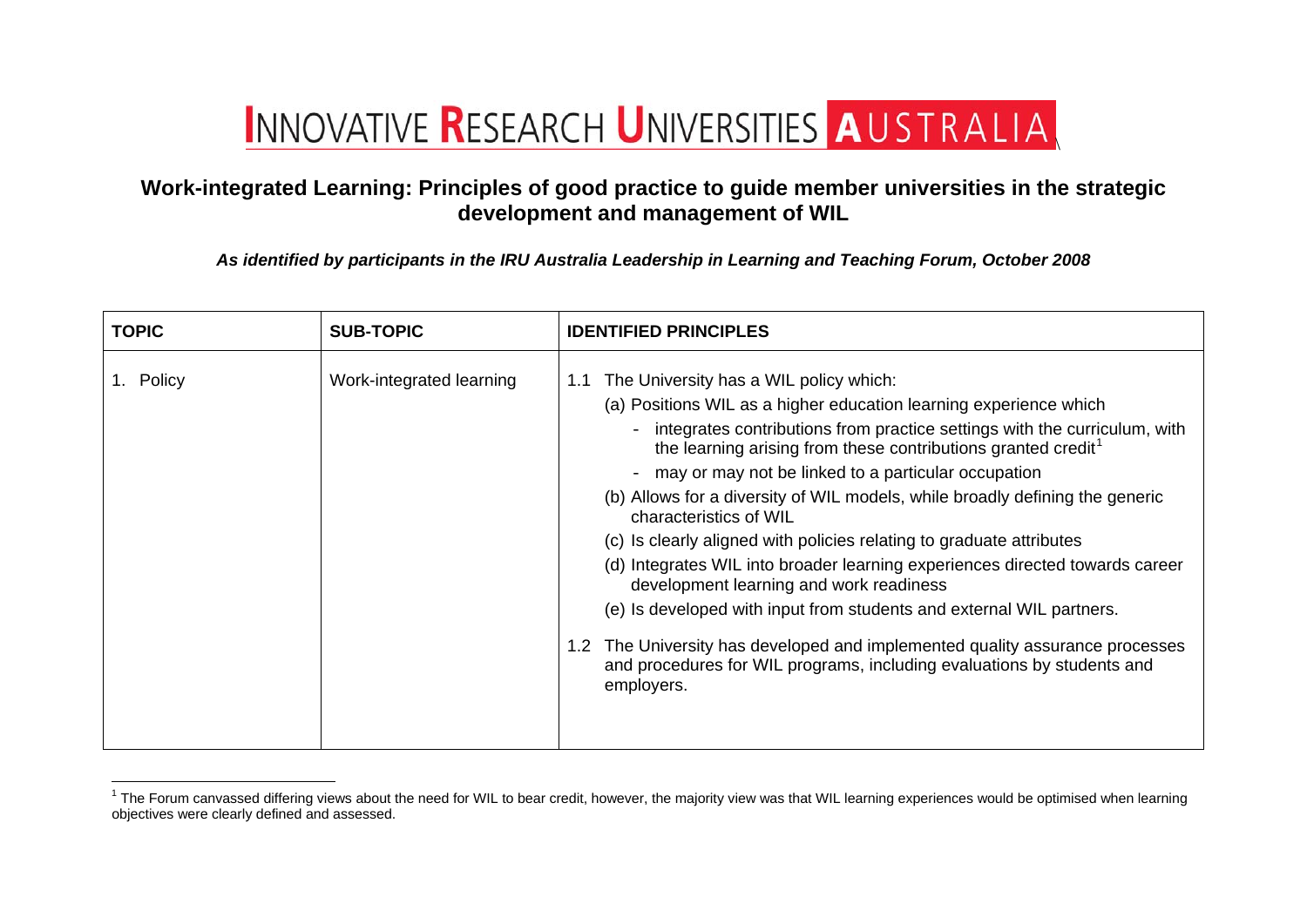# INNOVATIVE RESEARCH UNIVERSITIES AUSTRALIA

## Work-integrated Learning: Principles of good practice to guide member universities in the strategic development and management of WIL

***As identified by participants in the IRU Australia Leadership in Learning and Teaching Forum, October 2008***

| TOPIC | SUB-TOPIC | IDENTIFIED PRINCIPLES |
|---|---|---|
| 1. Policy | Work-integrated learning | 1.1 The University has a WIL policy which:<br>(a) Positions WIL as a higher education learning experience which<br>- integrates contributions from practice settings with the curriculum, with the learning arising from these contributions granted credit[1]<br>- may or may not be linked to a particular occupation<br>(b) Allows for a diversity of WIL models, while broadly defining the generic characteristics of WIL<br>(c) Is clearly aligned with policies relating to graduate attributes<br>(d) Integrates WIL into broader learning experiences directed towards career development learning and work readiness<br>(e) Is developed with input from students and external WIL partners.<br><br>1.2 The University has developed and implemented quality assurance processes and procedures for WIL programs, including evaluations by students and employers. |

[1] The Forum canvassed differing views about the need for WIL to bear credit, however, the majority view was that WIL learning experiences would be optimised when learning objectives were clearly defined and assessed.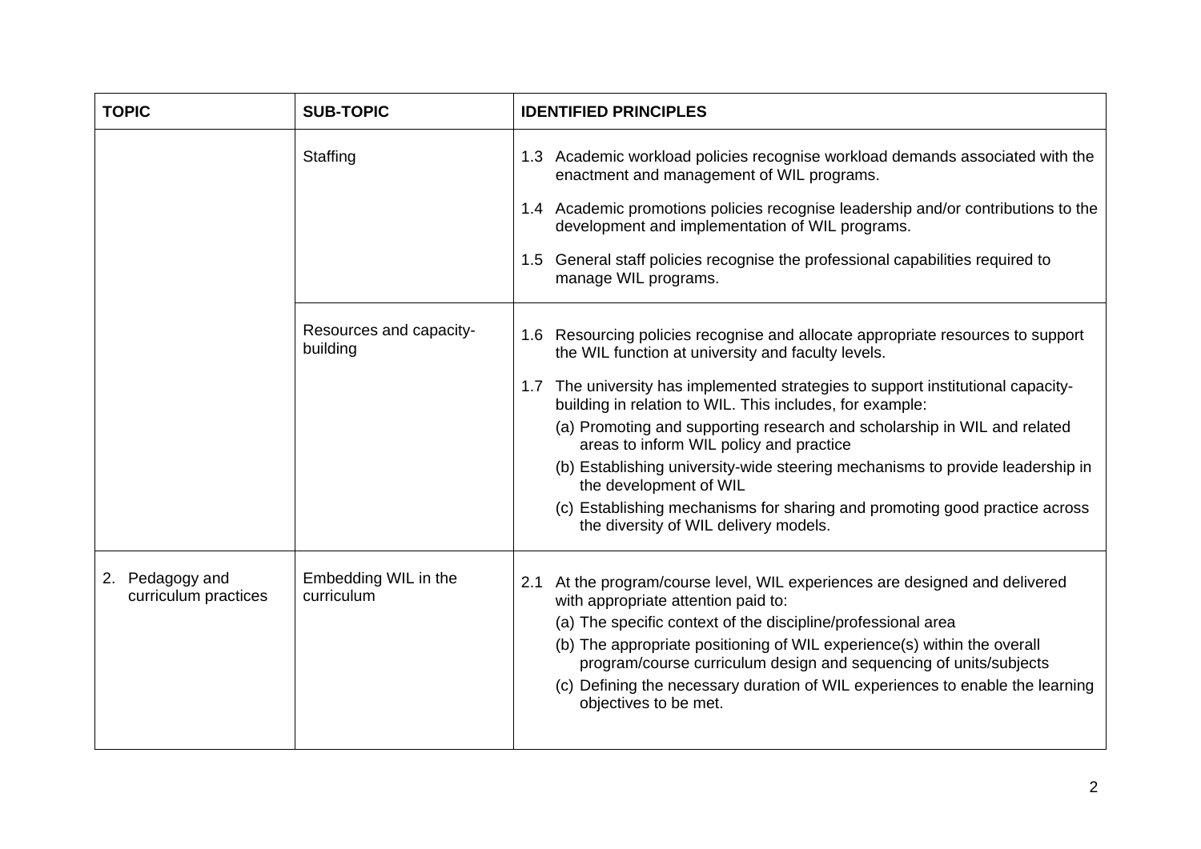| TOPIC | SUB-TOPIC | IDENTIFIED PRINCIPLES |
|---|---|---|
| | Staffing | 1.3 Academic workload policies recognise workload demands associated with the enactment and management of WIL programs.<br><br>1.4 Academic promotions policies recognise leadership and/or contributions to the development and implementation of WIL programs.<br><br>1.5 General staff policies recognise the professional capabilities required to manage WIL programs. |
| | Resources and capacity-building | 1.6 Resourcing policies recognise and allocate appropriate resources to support the WIL function at university and faculty levels.<br><br>1.7 The university has implemented strategies to support institutional capacity-building in relation to WIL. This includes, for example:<br>(a) Promoting and supporting research and scholarship in WIL and related areas to inform WIL policy and practice<br>(b) Establishing university-wide steering mechanisms to provide leadership in the development of WIL<br>(c) Establishing mechanisms for sharing and promoting good practice across the diversity of WIL delivery models. |
| 2. Pedagogy and curriculum practices | Embedding WIL in the curriculum | 2.1 At the program/course level, WIL experiences are designed and delivered with appropriate attention paid to:<br>(a) The specific context of the discipline/professional area<br>(b) The appropriate positioning of WIL experience(s) within the overall program/course curriculum design and sequencing of units/subjects<br>(c) Defining the necessary duration of WIL experiences to enable the learning objectives to be met. |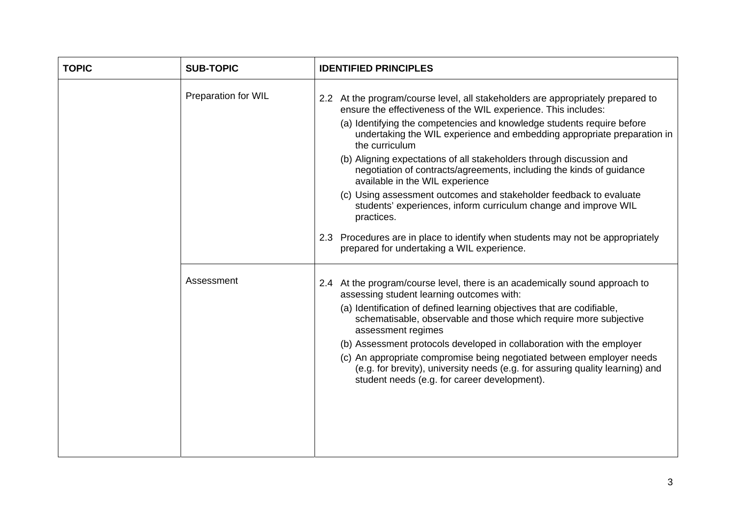| TOPIC | SUB-TOPIC | IDENTIFIED PRINCIPLES |
|---|---|---|
| | Preparation for WIL | 2.2 At the program/course level, all stakeholders are appropriately prepared to ensure the effectiveness of the WIL experience. This includes:<br>(a) Identifying the competencies and knowledge students require before undertaking the WIL experience and embedding appropriate preparation in the curriculum<br>(b) Aligning expectations of all stakeholders through discussion and negotiation of contracts/agreements, including the kinds of guidance available in the WIL experience<br>(c) Using assessment outcomes and stakeholder feedback to evaluate students' experiences, inform curriculum change and improve WIL practices.<br><br>2.3 Procedures are in place to identify when students may not be appropriately prepared for undertaking a WIL experience. |
| | Assessment | 2.4 At the program/course level, there is an academically sound approach to assessing student learning outcomes with:<br>(a) Identification of defined learning objectives that are codifiable, schematisable, observable and those which require more subjective assessment regimes<br>(b) Assessment protocols developed in collaboration with the employer<br>(c) An appropriate compromise being negotiated between employer needs (e.g. for brevity), university needs (e.g. for assuring quality learning) and student needs (e.g. for career development). |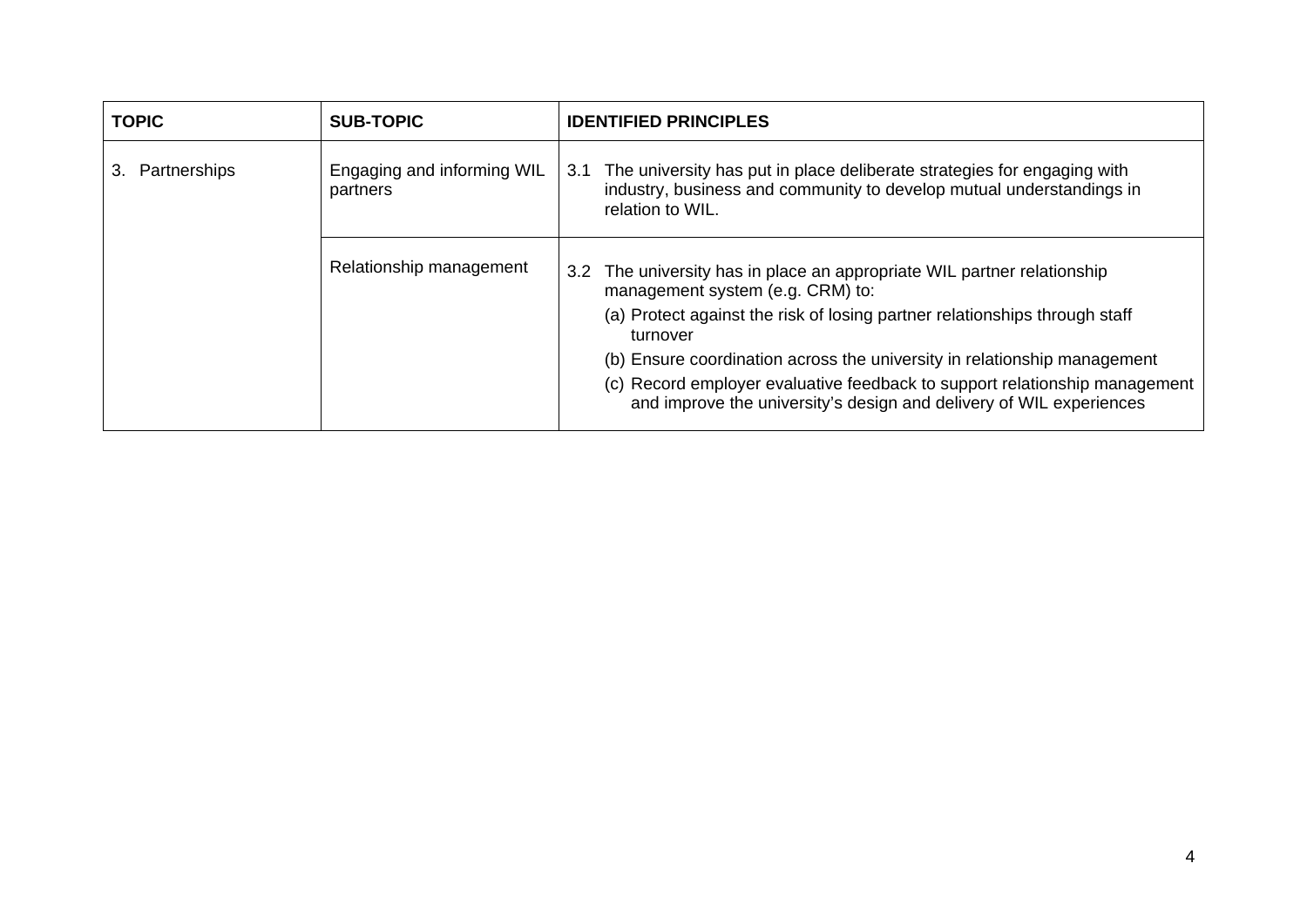| TOPIC | SUB-TOPIC | IDENTIFIED PRINCIPLES |
| --- | --- | --- |
| 3. Partnerships | Engaging and informing WIL partners | 3.1 The university has put in place deliberate strategies for engaging with industry, business and community to develop mutual understandings in relation to WIL. |
| | Relationship management | 3.2 The university has in place an appropriate WIL partner relationship management system (e.g. CRM) to:<br>(a) Protect against the risk of losing partner relationships through staff turnover<br>(b) Ensure coordination across the university in relationship management<br>(c) Record employer evaluative feedback to support relationship management and improve the university's design and delivery of WIL experiences |